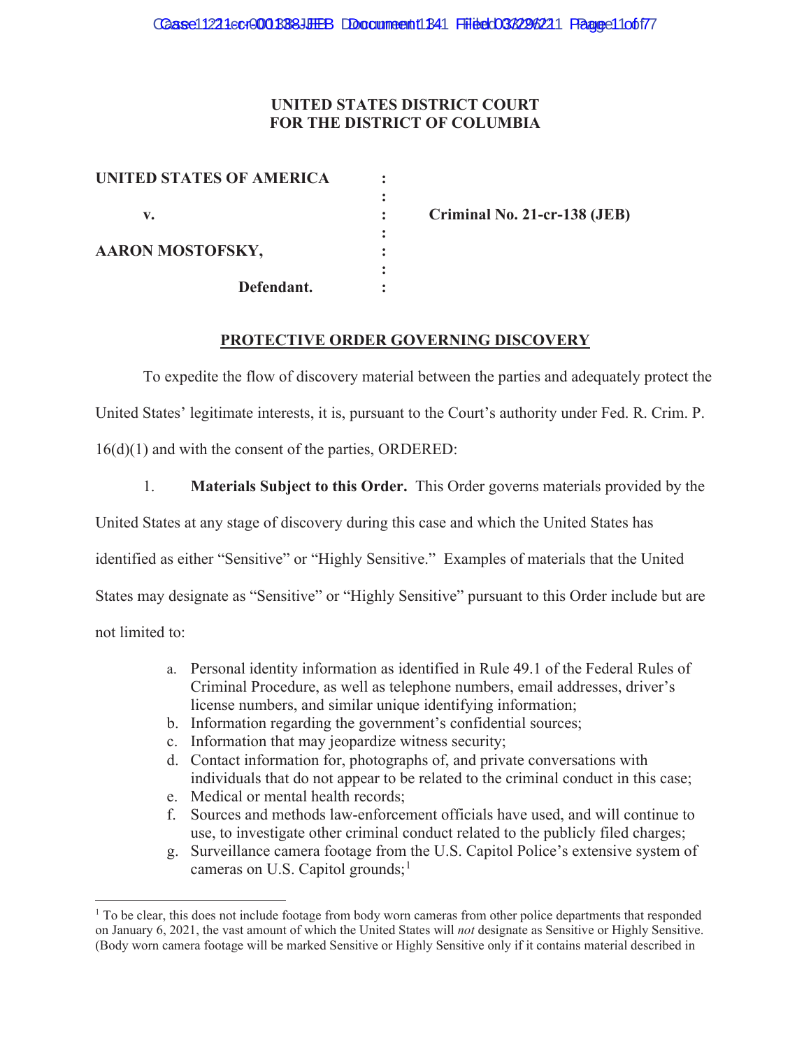**UNITED STATES DISTRICT COURT**
**FOR THE DISTRICT OF COLUMBIA**

| | | |
|---|---|---|
| **UNITED STATES OF AMERICA** | : | |
| | : | |
| **v.** | : | **Criminal No. 21-cr-138 (JEB)** |
| | : | |
| **AARON MOSTOFSKY,** | : | |
| | : | |
| **Defendant.** | : | |

**PROTECTIVE ORDER GOVERNING DISCOVERY**

To expedite the flow of discovery material between the parties and adequately protect the United States' legitimate interests, it is, pursuant to the Court's authority under Fed. R. Crim. P. 16(d)(1) and with the consent of the parties, ORDERED:

1. **Materials Subject to this Order.** This Order governs materials provided by the United States at any stage of discovery during this case and which the United States has identified as either "Sensitive" or "Highly Sensitive." Examples of materials that the United States may designate as "Sensitive" or "Highly Sensitive" pursuant to this Order include but are not limited to:

   a. Personal identity information as identified in Rule 49.1 of the Federal Rules of Criminal Procedure, as well as telephone numbers, email addresses, driver's license numbers, and similar unique identifying information;
   b. Information regarding the government's confidential sources;
   c. Information that may jeopardize witness security;
   d. Contact information for, photographs of, and private conversations with individuals that do not appear to be related to the criminal conduct in this case;
   e. Medical or mental health records;
   f. Sources and methods law-enforcement officials have used, and will continue to use, to investigate other criminal conduct related to the publicly filed charges;
   g. Surveillance camera footage from the U.S. Capitol Police's extensive system of cameras on U.S. Capitol grounds;[1]

[1] To be clear, this does not include footage from body worn cameras from other police departments that responded on January 6, 2021, the vast amount of which the United States will *not* designate as Sensitive or Highly Sensitive. (Body worn camera footage will be marked Sensitive or Highly Sensitive only if it contains material described in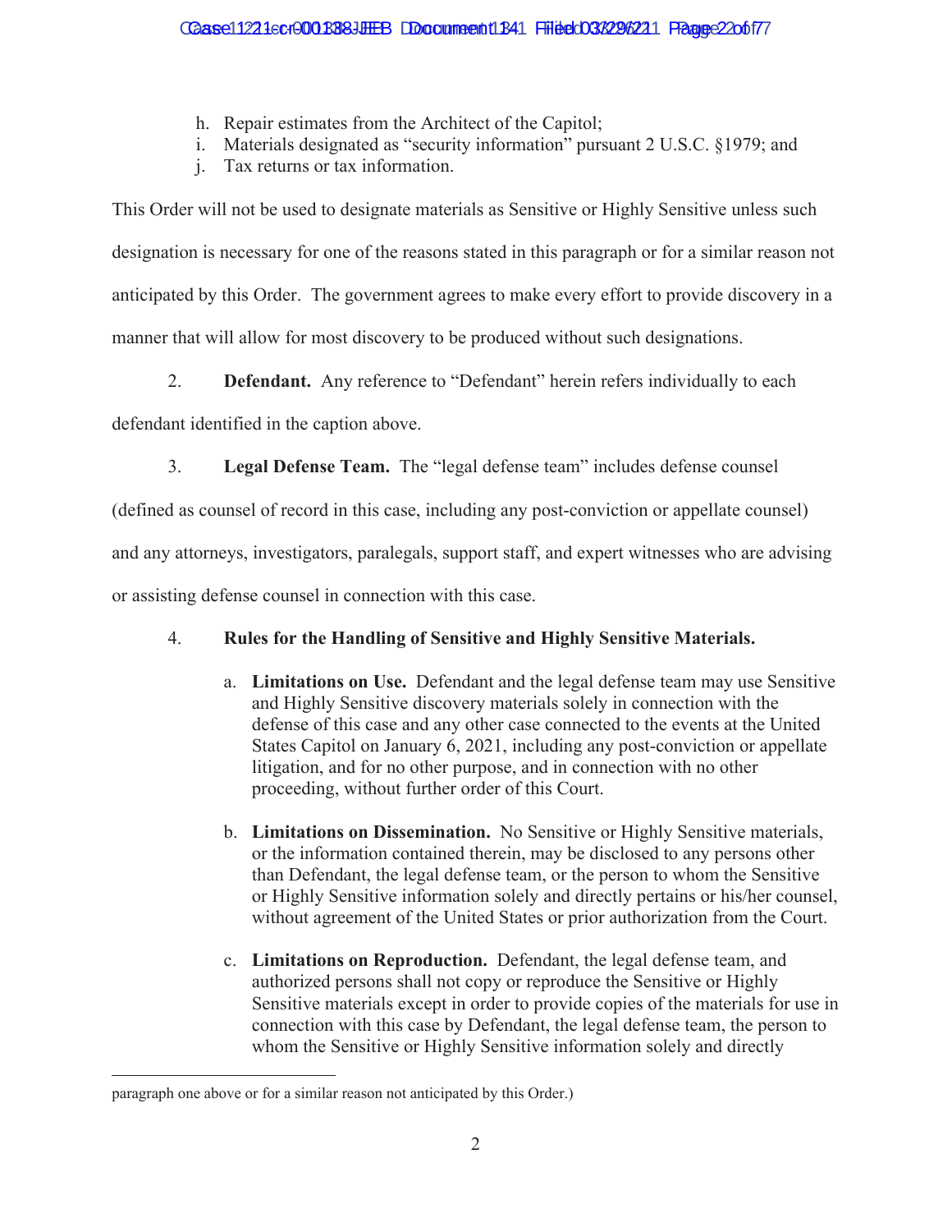h. Repair estimates from the Architect of the Capitol;
i. Materials designated as "security information" pursuant 2 U.S.C. §1979; and
j. Tax returns or tax information.

This Order will not be used to designate materials as Sensitive or Highly Sensitive unless such designation is necessary for one of the reasons stated in this paragraph or for a similar reason not anticipated by this Order. The government agrees to make every effort to provide discovery in a manner that will allow for most discovery to be produced without such designations.

2. **Defendant.** Any reference to "Defendant" herein refers individually to each defendant identified in the caption above.

3. **Legal Defense Team.** The "legal defense team" includes defense counsel (defined as counsel of record in this case, including any post-conviction or appellate counsel) and any attorneys, investigators, paralegals, support staff, and expert witnesses who are advising or assisting defense counsel in connection with this case.

4. **Rules for the Handling of Sensitive and Highly Sensitive Materials.**

a. **Limitations on Use.** Defendant and the legal defense team may use Sensitive and Highly Sensitive discovery materials solely in connection with the defense of this case and any other case connected to the events at the United States Capitol on January 6, 2021, including any post-conviction or appellate litigation, and for no other purpose, and in connection with no other proceeding, without further order of this Court.

b. **Limitations on Dissemination.** No Sensitive or Highly Sensitive materials, or the information contained therein, may be disclosed to any persons other than Defendant, the legal defense team, or the person to whom the Sensitive or Highly Sensitive information solely and directly pertains or his/her counsel, without agreement of the United States or prior authorization from the Court.

c. **Limitations on Reproduction.** Defendant, the legal defense team, and authorized persons shall not copy or reproduce the Sensitive or Highly Sensitive materials except in order to provide copies of the materials for use in connection with this case by Defendant, the legal defense team, the person to whom the Sensitive or Highly Sensitive information solely and directly

---

paragraph one above or for a similar reason not anticipated by this Order.)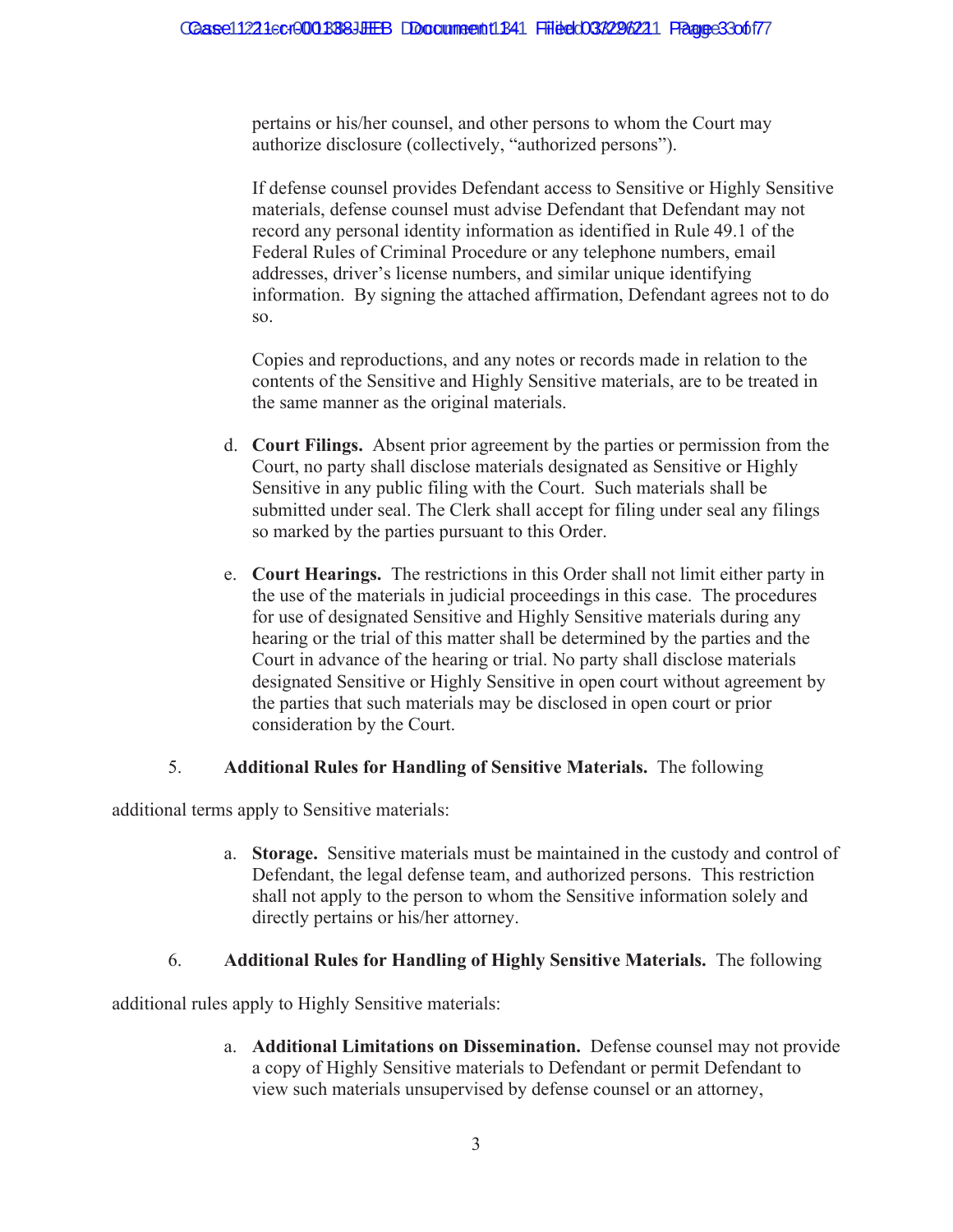pertains or his/her counsel, and other persons to whom the Court may authorize disclosure (collectively, "authorized persons").

If defense counsel provides Defendant access to Sensitive or Highly Sensitive materials, defense counsel must advise Defendant that Defendant may not record any personal identity information as identified in Rule 49.1 of the Federal Rules of Criminal Procedure or any telephone numbers, email addresses, driver's license numbers, and similar unique identifying information. By signing the attached affirmation, Defendant agrees not to do so.

Copies and reproductions, and any notes or records made in relation to the contents of the Sensitive and Highly Sensitive materials, are to be treated in the same manner as the original materials.

d. **Court Filings.** Absent prior agreement by the parties or permission from the Court, no party shall disclose materials designated as Sensitive or Highly Sensitive in any public filing with the Court. Such materials shall be submitted under seal. The Clerk shall accept for filing under seal any filings so marked by the parties pursuant to this Order.

e. **Court Hearings.** The restrictions in this Order shall not limit either party in the use of the materials in judicial proceedings in this case. The procedures for use of designated Sensitive and Highly Sensitive materials during any hearing or the trial of this matter shall be determined by the parties and the Court in advance of the hearing or trial. No party shall disclose materials designated Sensitive or Highly Sensitive in open court without agreement by the parties that such materials may be disclosed in open court or prior consideration by the Court.

5. **Additional Rules for Handling of Sensitive Materials.** The following additional terms apply to Sensitive materials:

a. **Storage.** Sensitive materials must be maintained in the custody and control of Defendant, the legal defense team, and authorized persons. This restriction shall not apply to the person to whom the Sensitive information solely and directly pertains or his/her attorney.

6. **Additional Rules for Handling of Highly Sensitive Materials.** The following additional rules apply to Highly Sensitive materials:

a. **Additional Limitations on Dissemination.** Defense counsel may not provide a copy of Highly Sensitive materials to Defendant or permit Defendant to view such materials unsupervised by defense counsel or an attorney,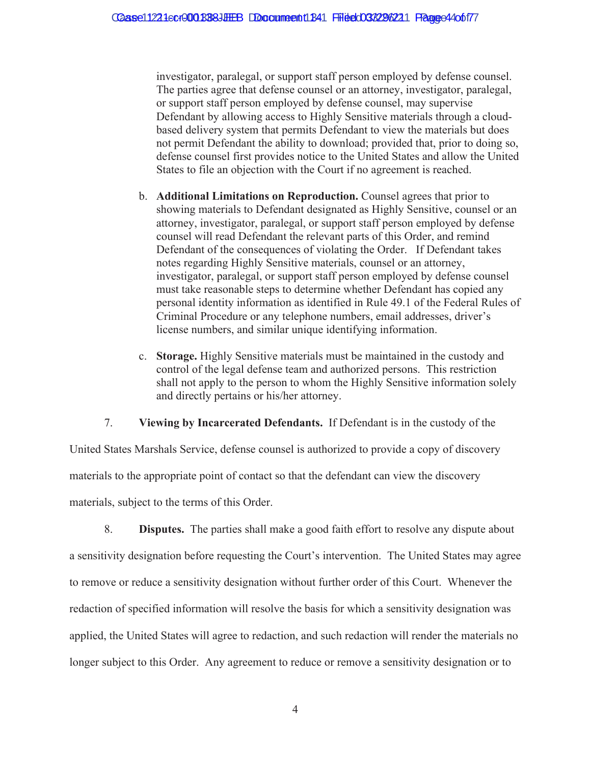investigator, paralegal, or support staff person employed by defense counsel. The parties agree that defense counsel or an attorney, investigator, paralegal, or support staff person employed by defense counsel, may supervise Defendant by allowing access to Highly Sensitive materials through a cloud-based delivery system that permits Defendant to view the materials but does not permit Defendant the ability to download; provided that, prior to doing so, defense counsel first provides notice to the United States and allow the United States to file an objection with the Court if no agreement is reached.

b. **Additional Limitations on Reproduction.** Counsel agrees that prior to showing materials to Defendant designated as Highly Sensitive, counsel or an attorney, investigator, paralegal, or support staff person employed by defense counsel will read Defendant the relevant parts of this Order, and remind Defendant of the consequences of violating the Order. If Defendant takes notes regarding Highly Sensitive materials, counsel or an attorney, investigator, paralegal, or support staff person employed by defense counsel must take reasonable steps to determine whether Defendant has copied any personal identity information as identified in Rule 49.1 of the Federal Rules of Criminal Procedure or any telephone numbers, email addresses, driver's license numbers, and similar unique identifying information.

c. **Storage.** Highly Sensitive materials must be maintained in the custody and control of the legal defense team and authorized persons. This restriction shall not apply to the person to whom the Highly Sensitive information solely and directly pertains or his/her attorney.

7. **Viewing by Incarcerated Defendants.** If Defendant is in the custody of the United States Marshals Service, defense counsel is authorized to provide a copy of discovery materials to the appropriate point of contact so that the defendant can view the discovery materials, subject to the terms of this Order.

8. **Disputes.** The parties shall make a good faith effort to resolve any dispute about a sensitivity designation before requesting the Court's intervention. The United States may agree to remove or reduce a sensitivity designation without further order of this Court. Whenever the redaction of specified information will resolve the basis for which a sensitivity designation was applied, the United States will agree to redaction, and such redaction will render the materials no longer subject to this Order. Any agreement to reduce or remove a sensitivity designation or to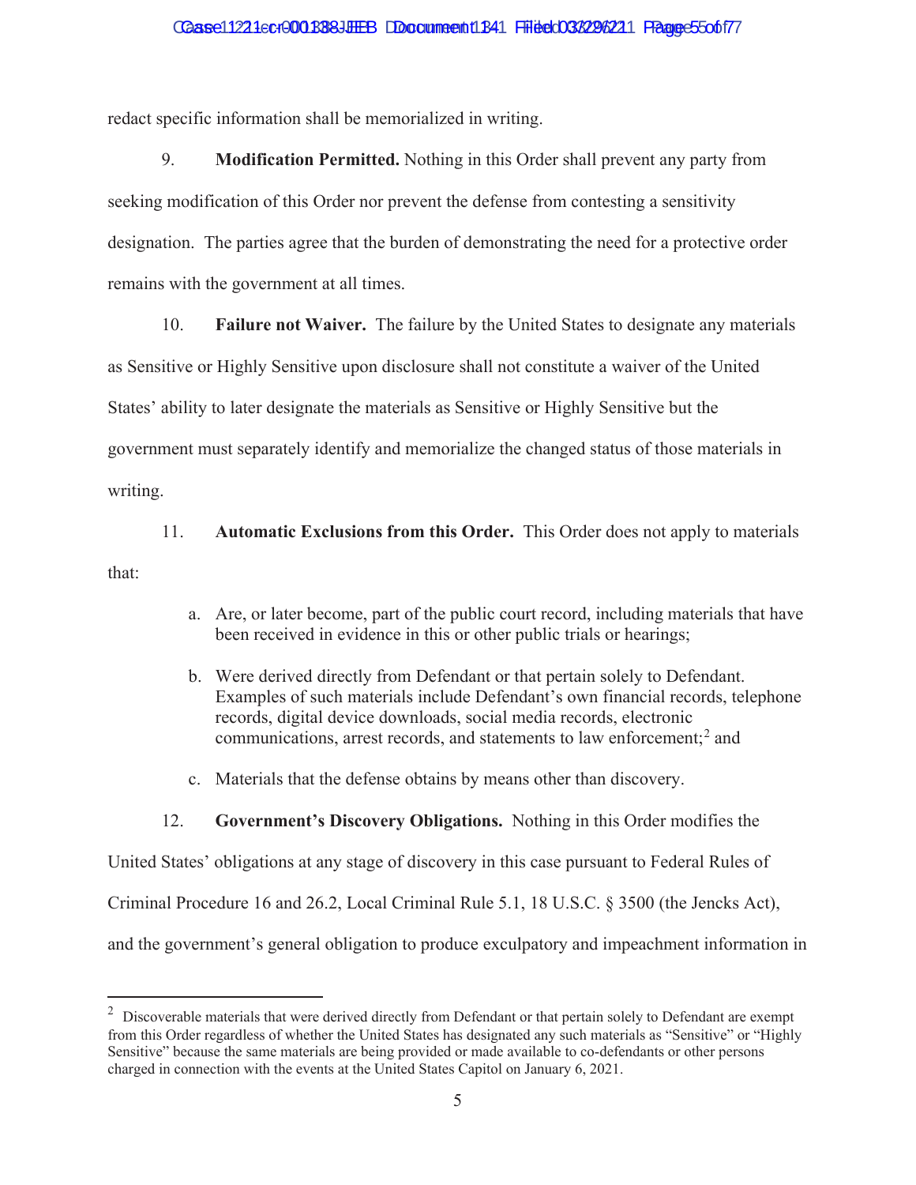redact specific information shall be memorialized in writing.

9. **Modification Permitted.** Nothing in this Order shall prevent any party from seeking modification of this Order nor prevent the defense from contesting a sensitivity designation. The parties agree that the burden of demonstrating the need for a protective order remains with the government at all times.

10. **Failure not Waiver.** The failure by the United States to designate any materials as Sensitive or Highly Sensitive upon disclosure shall not constitute a waiver of the United States' ability to later designate the materials as Sensitive or Highly Sensitive but the government must separately identify and memorialize the changed status of those materials in writing.

11. **Automatic Exclusions from this Order.** This Order does not apply to materials that:

   a. Are, or later become, part of the public court record, including materials that have been received in evidence in this or other public trials or hearings;

   b. Were derived directly from Defendant or that pertain solely to Defendant. Examples of such materials include Defendant's own financial records, telephone records, digital device downloads, social media records, electronic communications, arrest records, and statements to law enforcement;[2] and

   c. Materials that the defense obtains by means other than discovery.

12. **Government's Discovery Obligations.** Nothing in this Order modifies the United States' obligations at any stage of discovery in this case pursuant to Federal Rules of Criminal Procedure 16 and 26.2, Local Criminal Rule 5.1, 18 U.S.C. § 3500 (the Jencks Act), and the government's general obligation to produce exculpatory and impeachment information in

---

[2] Discoverable materials that were derived directly from Defendant or that pertain solely to Defendant are exempt from this Order regardless of whether the United States has designated any such materials as "Sensitive" or "Highly Sensitive" because the same materials are being provided or made available to co-defendants or other persons charged in connection with the events at the United States Capitol on January 6, 2021.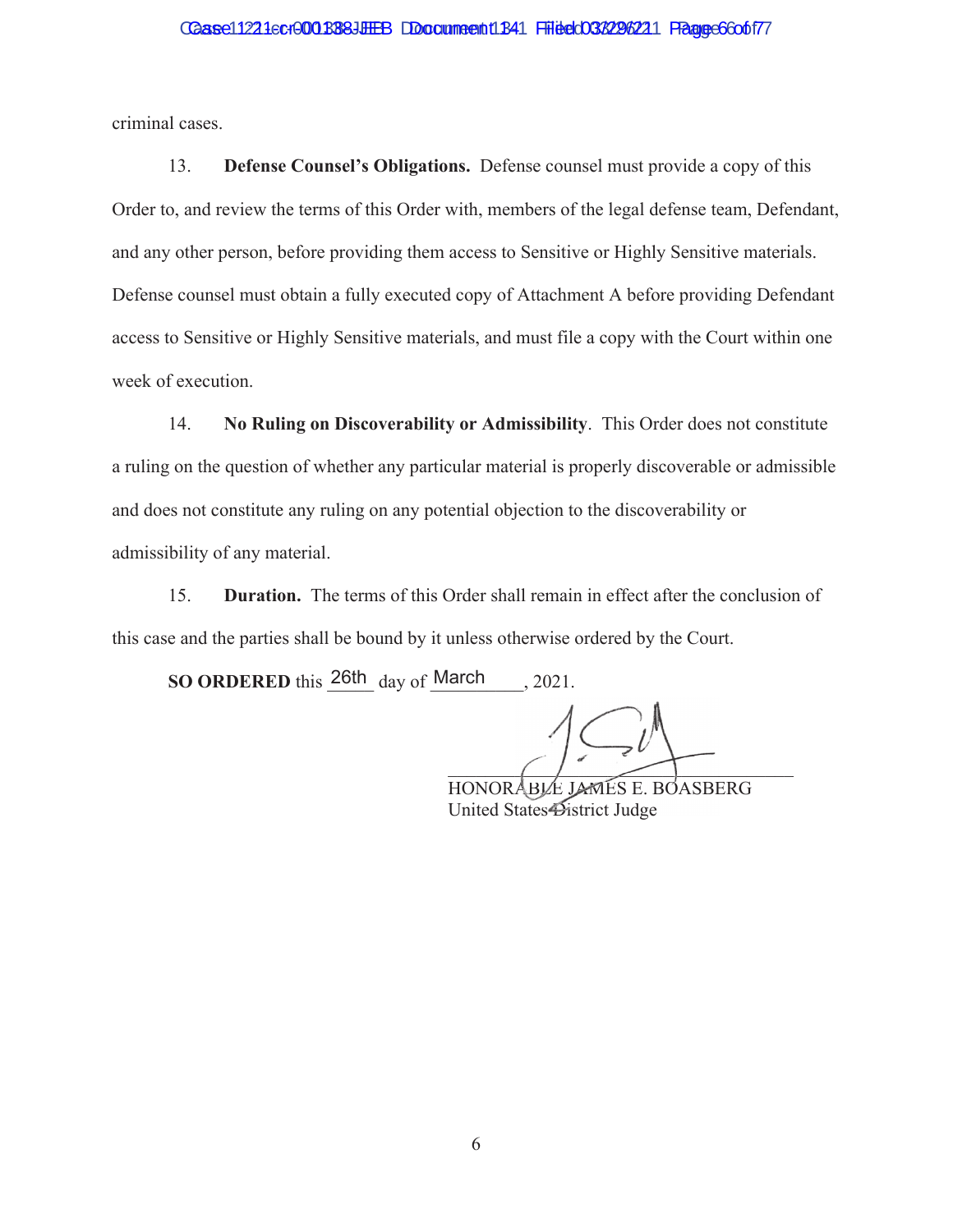criminal cases.

13. **Defense Counsel's Obligations.** Defense counsel must provide a copy of this Order to, and review the terms of this Order with, members of the legal defense team, Defendant, and any other person, before providing them access to Sensitive or Highly Sensitive materials. Defense counsel must obtain a fully executed copy of Attachment A before providing Defendant access to Sensitive or Highly Sensitive materials, and must file a copy with the Court within one week of execution.

14. **No Ruling on Discoverability or Admissibility**. This Order does not constitute a ruling on the question of whether any particular material is properly discoverable or admissible and does not constitute any ruling on any potential objection to the discoverability or admissibility of any material.

15. **Duration.** The terms of this Order shall remain in effect after the conclusion of this case and the parties shall be bound by it unless otherwise ordered by the Court.

**SO ORDERED** this 26th day of March, 2021.

HONORABLE JAMES E. BOASBERG
United States District Judge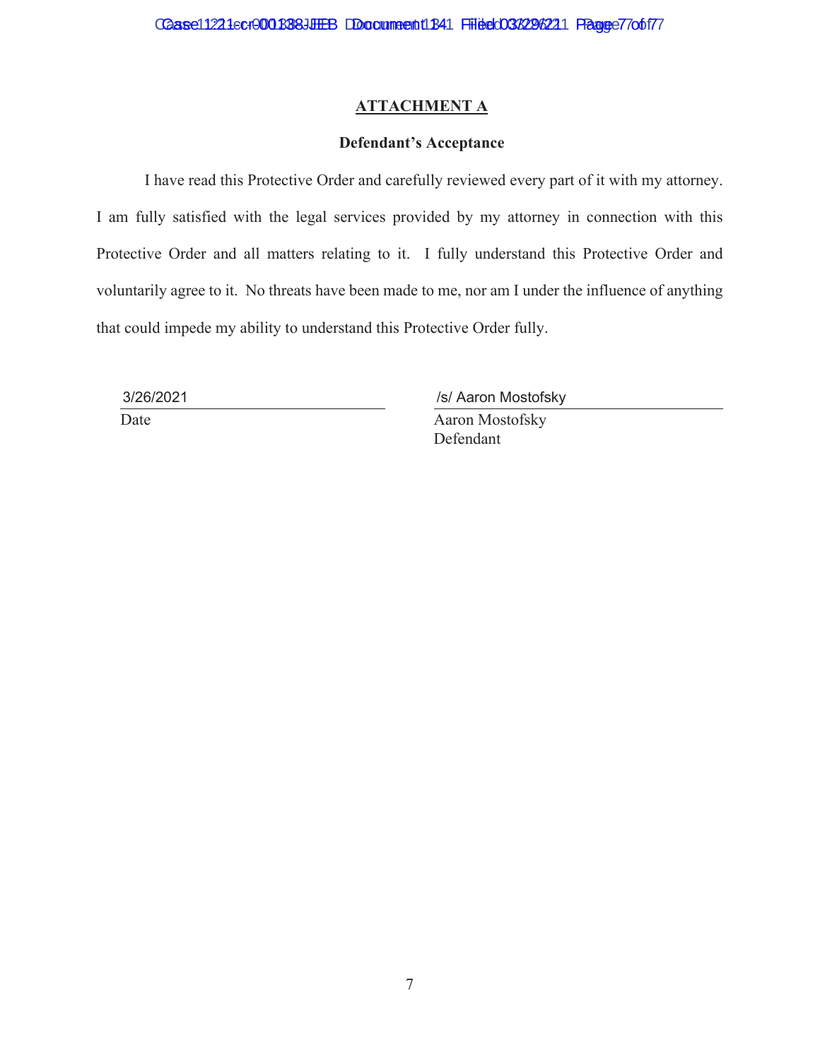## ATTACHMENT A

### Defendant's Acceptance

I have read this Protective Order and carefully reviewed every part of it with my attorney. I am fully satisfied with the legal services provided by my attorney in connection with this Protective Order and all matters relating to it. I fully understand this Protective Order and voluntarily agree to it. No threats have been made to me, nor am I under the influence of anything that could impede my ability to understand this Protective Order fully.

3/26/2021
Date

/s/ Aaron Mostofsky
Aaron Mostofsky
Defendant